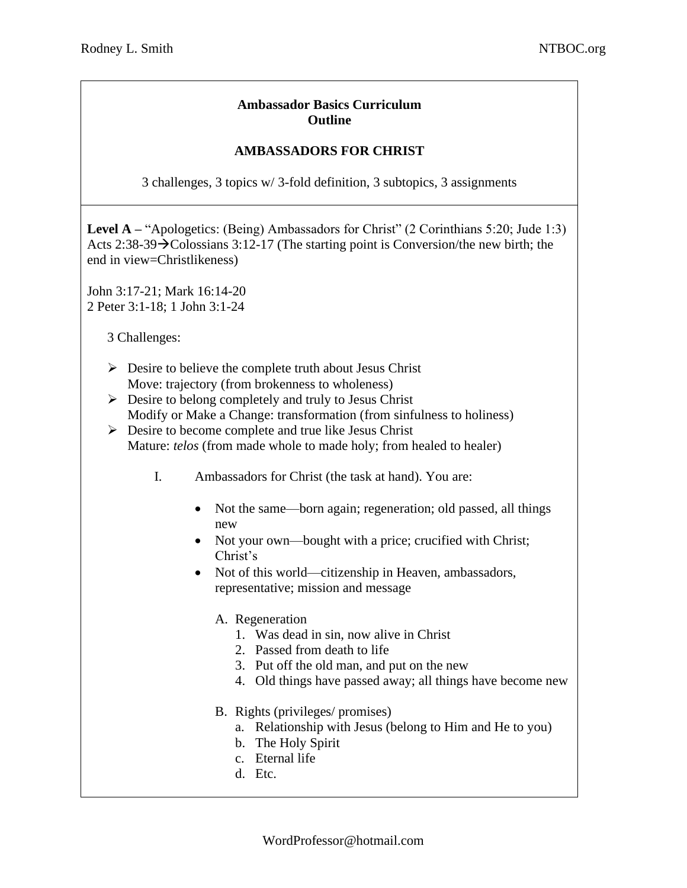**Ambassador Basics Curriculum**
**Outline**

**AMBASSADORS FOR CHRIST**

3 challenges, 3 topics w/ 3-fold definition, 3 subtopics, 3 assignments

**Level A –** "Apologetics: (Being) Ambassadors for Christ" (2 Corinthians 5:20; Jude 1:3) Acts 2:38-39→Colossians 3:12-17 (The starting point is Conversion/the new birth; the end in view=Christlikeness)

John 3:17-21; Mark 16:14-20
2 Peter 3:1-18; 1 John 3:1-24

3 Challenges:

- Desire to believe the complete truth about Jesus Christ
  Move: trajectory (from brokenness to wholeness)
- Desire to belong completely and truly to Jesus Christ
  Modify or Make a Change: transformation (from sinfulness to holiness)
- Desire to become complete and true like Jesus Christ
  Mature: *telos* (from made whole to made holy; from healed to healer)

I. Ambassadors for Christ (the task at hand). You are:

- Not the same—born again; regeneration; old passed, all things new
- Not your own—bought with a price; crucified with Christ; Christ's
- Not of this world—citizenship in Heaven, ambassadors, representative; mission and message

A. Regeneration
1. Was dead in sin, now alive in Christ
2. Passed from death to life
3. Put off the old man, and put on the new
4. Old things have passed away; all things have become new

B. Rights (privileges/ promises)
a. Relationship with Jesus (belong to Him and He to you)
b. The Holy Spirit
c. Eternal life
d. Etc.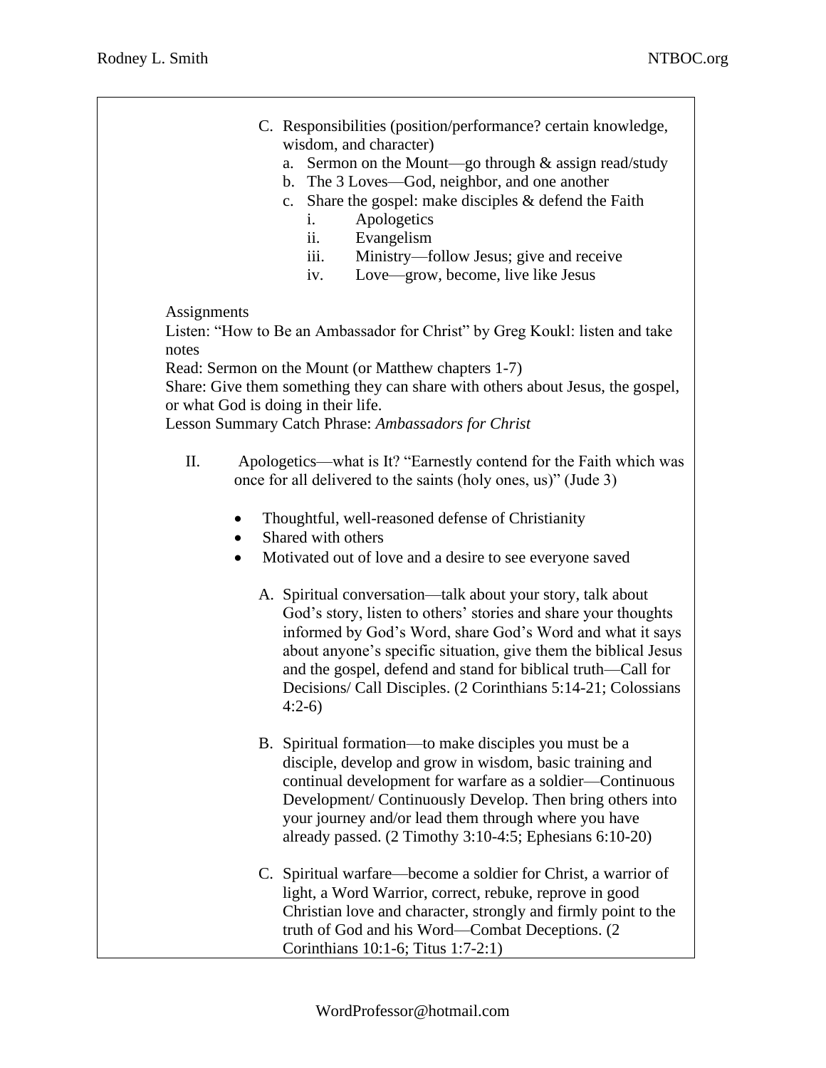C. Responsibilities (position/performance? certain knowledge, wisdom, and character)
   a. Sermon on the Mount—go through & assign read/study
   b. The 3 Loves—God, neighbor, and one another
   c. Share the gospel: make disciples & defend the Faith
      i. Apologetics
      ii. Evangelism
      iii. Ministry—follow Jesus; give and receive
      iv. Love—grow, become, live like Jesus

Assignments
Listen: "How to Be an Ambassador for Christ" by Greg Koukl: listen and take notes
Read: Sermon on the Mount (or Matthew chapters 1-7)
Share: Give them something they can share with others about Jesus, the gospel, or what God is doing in their life.
Lesson Summary Catch Phrase: *Ambassadors for Christ*

II. Apologetics—what is It? "Earnestly contend for the Faith which was once for all delivered to the saints (holy ones, us)" (Jude 3)

- Thoughtful, well-reasoned defense of Christianity
- Shared with others
- Motivated out of love and a desire to see everyone saved

A. Spiritual conversation—talk about your story, talk about God's story, listen to others' stories and share your thoughts informed by God's Word, share God's Word and what it says about anyone's specific situation, give them the biblical Jesus and the gospel, defend and stand for biblical truth—Call for Decisions/ Call Disciples. (2 Corinthians 5:14-21; Colossians 4:2-6)

B. Spiritual formation—to make disciples you must be a disciple, develop and grow in wisdom, basic training and continual development for warfare as a soldier—Continuous Development/ Continuously Develop. Then bring others into your journey and/or lead them through where you have already passed. (2 Timothy 3:10-4:5; Ephesians 6:10-20)

C. Spiritual warfare—become a soldier for Christ, a warrior of light, a Word Warrior, correct, rebuke, reprove in good Christian love and character, strongly and firmly point to the truth of God and his Word—Combat Deceptions. (2 Corinthians 10:1-6; Titus 1:7-2:1)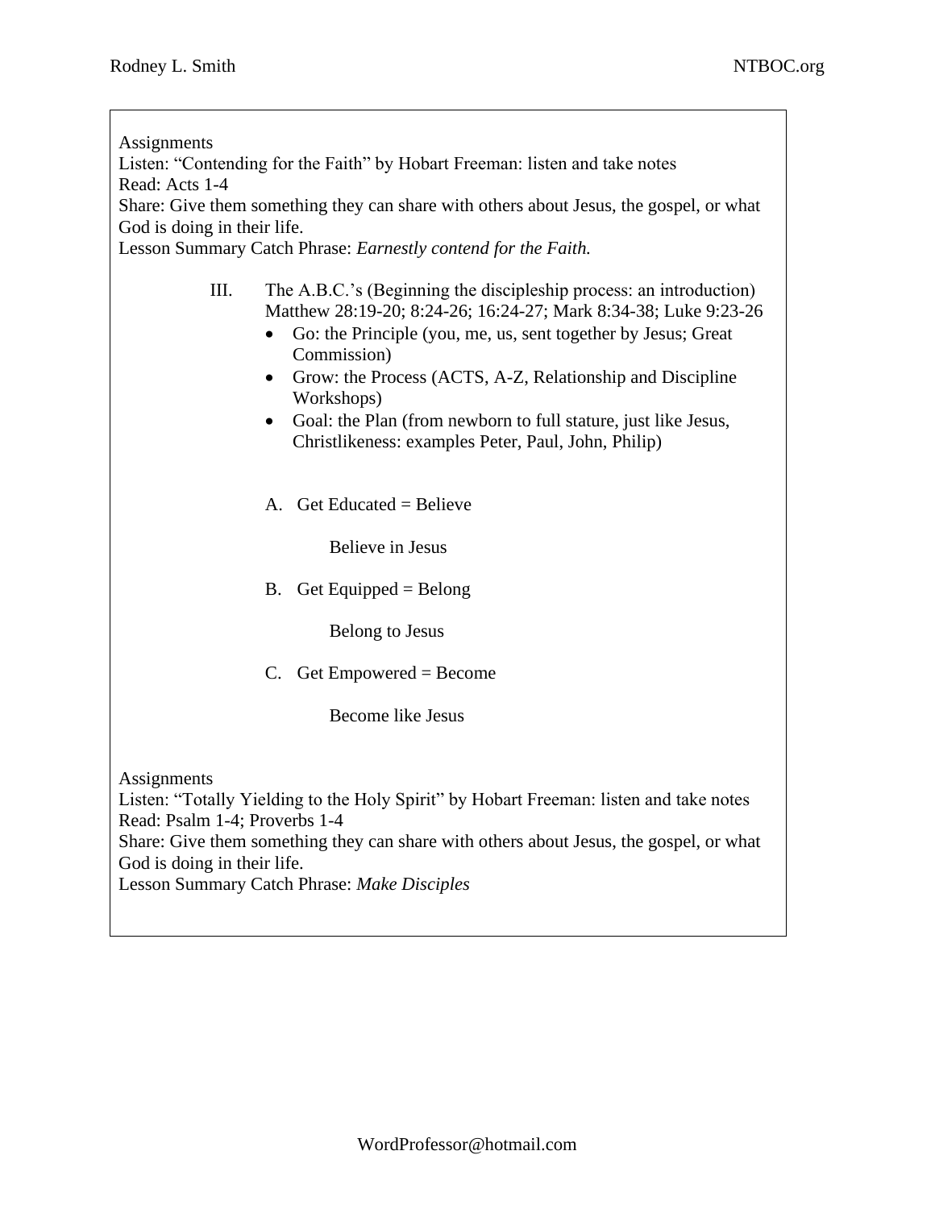Assignments
Listen: “Contending for the Faith” by Hobart Freeman: listen and take notes
Read: Acts 1-4
Share: Give them something they can share with others about Jesus, the gospel, or what God is doing in their life.
Lesson Summary Catch Phrase: *Earnestly contend for the Faith.*

III. The A.B.C.’s (Beginning the discipleship process: an introduction) Matthew 28:19-20; 8:24-26; 16:24-27; Mark 8:34-38; Luke 9:23-26

- Go: the Principle (you, me, us, sent together by Jesus; Great Commission)
- Grow: the Process (ACTS, A-Z, Relationship and Discipline Workshops)
- Goal: the Plan (from newborn to full stature, just like Jesus, Christlikeness: examples Peter, Paul, John, Philip)

A. Get Educated = Believe

Believe in Jesus

B. Get Equipped = Belong

Belong to Jesus

C. Get Empowered = Become

Become like Jesus

Assignments
Listen: “Totally Yielding to the Holy Spirit” by Hobart Freeman: listen and take notes
Read: Psalm 1-4; Proverbs 1-4
Share: Give them something they can share with others about Jesus, the gospel, or what God is doing in their life.
Lesson Summary Catch Phrase: *Make Disciples*